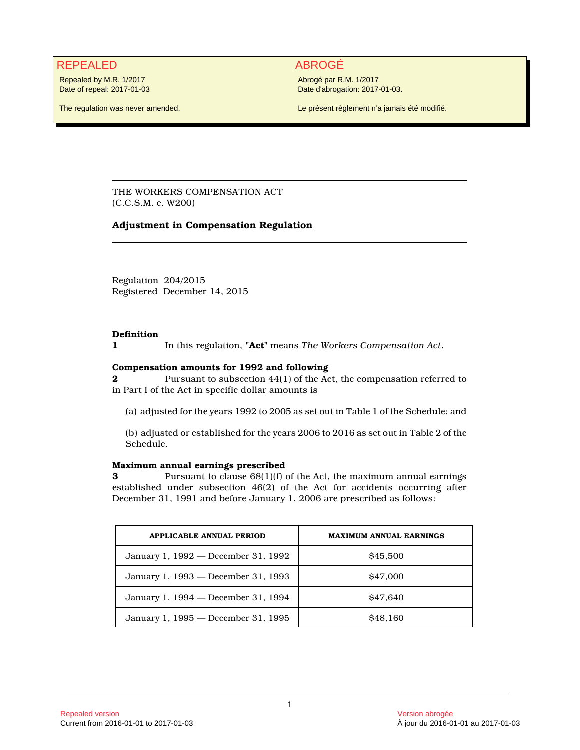| REPEALED | ABROGÉ |
| --- | --- |
| Repealed by M.R. 1/2017<br>Date of repeal: 2017-01-03<br><br>The regulation was never amended. | Abrogé par R.M. 1/2017<br>Date d'abrogation: 2017-01-03.<br><br>Le présent règlement n'a jamais été modifié. |

THE WORKERS COMPENSATION ACT
(C.C.S.M. c. W200)

# Adjustment in Compensation Regulation

Regulation 204/2015
Registered December 14, 2015

**Definition**

**1** In this regulation, "**Act**" means *The Workers Compensation Act*.

**Compensation amounts for 1992 and following**

**2** Pursuant to subsection 44(1) of the Act, the compensation referred to in Part I of the Act in specific dollar amounts is

(a) adjusted for the years 1992 to 2005 as set out in Table 1 of the Schedule; and

(b) adjusted or established for the years 2006 to 2016 as set out in Table 2 of the Schedule.

**Maximum annual earnings prescribed**

**3** Pursuant to clause 68(1)(f) of the Act, the maximum annual earnings established under subsection 46(2) of the Act for accidents occurring after December 31, 1991 and before January 1, 2006 are prescribed as follows:

| APPLICABLE ANNUAL PERIOD | MAXIMUM ANNUAL EARNINGS |
| --- | --- |
| January 1, 1992 — December 31, 1992 | $45,500 |
| January 1, 1993 — December 31, 1993 | $47,000 |
| January 1, 1994 — December 31, 1994 | $47,640 |
| January 1, 1995 — December 31, 1995 | $48,160 |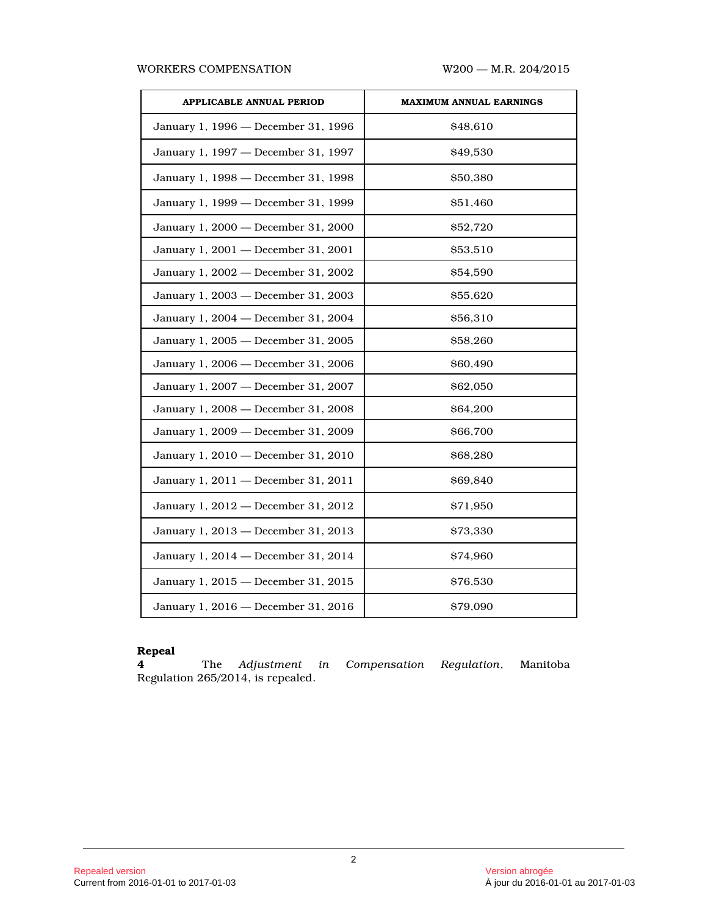| APPLICABLE ANNUAL PERIOD | MAXIMUM ANNUAL EARNINGS |
| --- | --- |
| January 1, 1996 — December 31, 1996 | $48,610 |
| January 1, 1997 — December 31, 1997 | $49,530 |
| January 1, 1998 — December 31, 1998 | $50,380 |
| January 1, 1999 — December 31, 1999 | $51,460 |
| January 1, 2000 — December 31, 2000 | $52,720 |
| January 1, 2001 — December 31, 2001 | $53,510 |
| January 1, 2002 — December 31, 2002 | $54,590 |
| January 1, 2003 — December 31, 2003 | $55,620 |
| January 1, 2004 — December 31, 2004 | $56,310 |
| January 1, 2005 — December 31, 2005 | $58,260 |
| January 1, 2006 — December 31, 2006 | $60,490 |
| January 1, 2007 — December 31, 2007 | $62,050 |
| January 1, 2008 — December 31, 2008 | $64,200 |
| January 1, 2009 — December 31, 2009 | $66,700 |
| January 1, 2010 — December 31, 2010 | $68,280 |
| January 1, 2011 — December 31, 2011 | $69,840 |
| January 1, 2012 — December 31, 2012 | $71,950 |
| January 1, 2013 — December 31, 2013 | $73,330 |
| January 1, 2014 — December 31, 2014 | $74,960 |
| January 1, 2015 — December 31, 2015 | $76,530 |
| January 1, 2016 — December 31, 2016 | $79,090 |

**Repeal**

**4** The *Adjustment in Compensation Regulation*, Manitoba Regulation 265/2014, is repealed.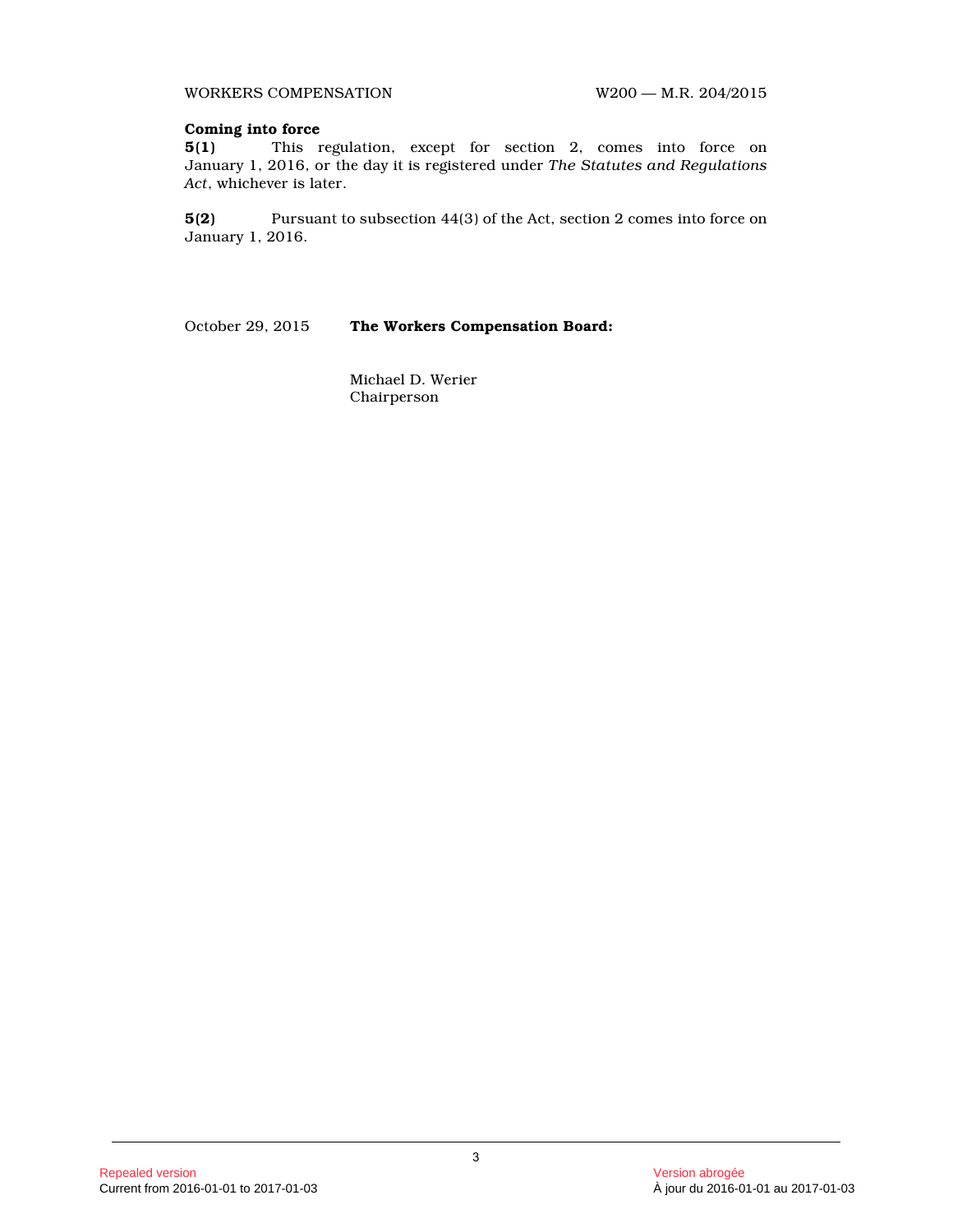**Coming into force**

**5(1)** This regulation, except for section 2, comes into force on January 1, 2016, or the day it is registered under *The Statutes and Regulations Act*, whichever is later.

**5(2)** Pursuant to subsection 44(3) of the Act, section 2 comes into force on January 1, 2016.

October 29, 2015 **The Workers Compensation Board:**

Michael D. Werier
Chairperson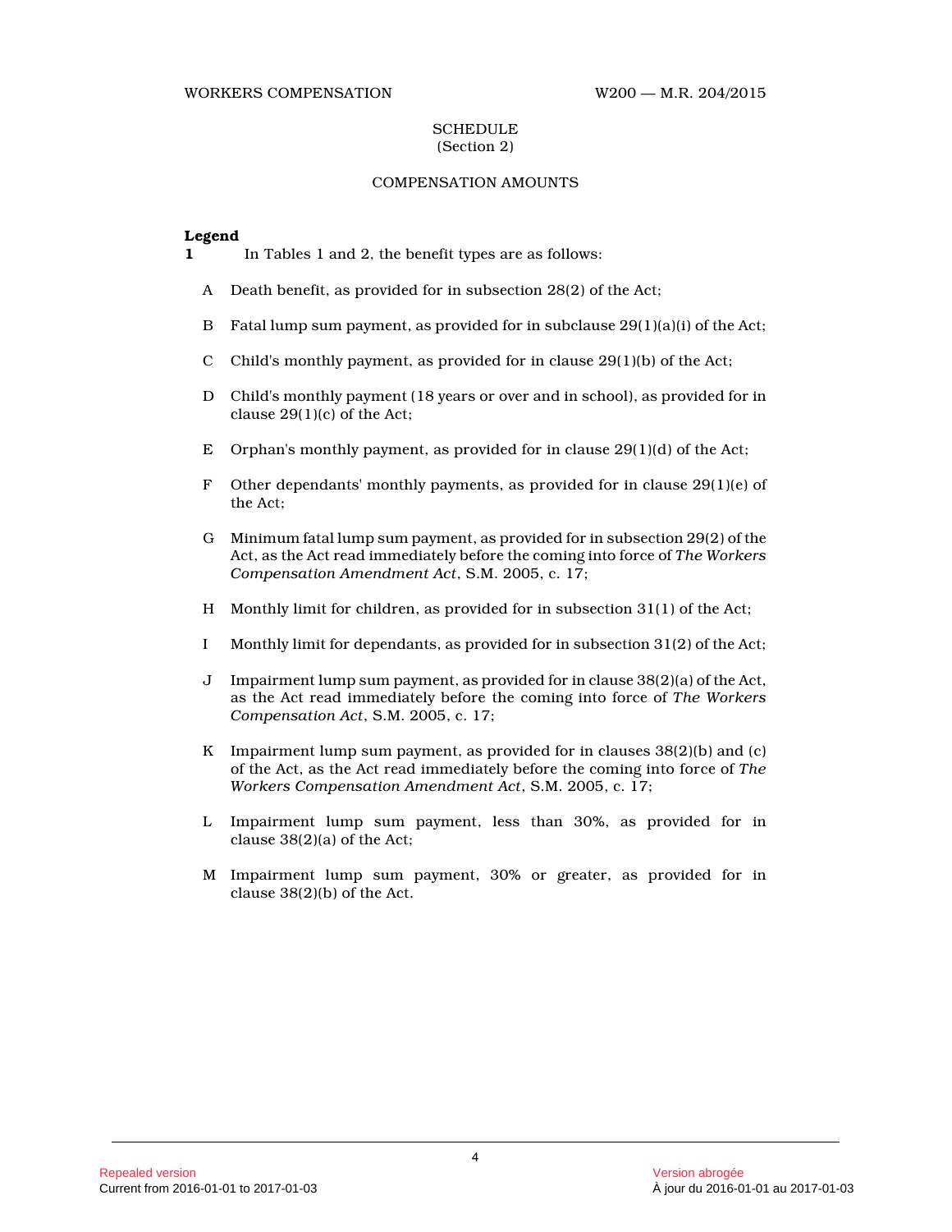## SCHEDULE
(Section 2)

## COMPENSATION AMOUNTS

**Legend**

**1** In Tables 1 and 2, the benefit types are as follows:

A Death benefit, as provided for in subsection 28(2) of the Act;

B Fatal lump sum payment, as provided for in subclause 29(1)(a)(i) of the Act;

C Child's monthly payment, as provided for in clause 29(1)(b) of the Act;

D Child's monthly payment (18 years or over and in school), as provided for in clause 29(1)(c) of the Act;

E Orphan's monthly payment, as provided for in clause 29(1)(d) of the Act;

F Other dependants' monthly payments, as provided for in clause 29(1)(e) of the Act;

G Minimum fatal lump sum payment, as provided for in subsection 29(2) of the Act, as the Act read immediately before the coming into force of *The Workers Compensation Amendment Act*, S.M. 2005, c. 17;

H Monthly limit for children, as provided for in subsection 31(1) of the Act;

I Monthly limit for dependants, as provided for in subsection 31(2) of the Act;

J Impairment lump sum payment, as provided for in clause 38(2)(a) of the Act, as the Act read immediately before the coming into force of *The Workers Compensation Act*, S.M. 2005, c. 17;

K Impairment lump sum payment, as provided for in clauses 38(2)(b) and (c) of the Act, as the Act read immediately before the coming into force of *The Workers Compensation Amendment Act*, S.M. 2005, c. 17;

L Impairment lump sum payment, less than 30%, as provided for in clause 38(2)(a) of the Act;

M Impairment lump sum payment, 30% or greater, as provided for in clause 38(2)(b) of the Act.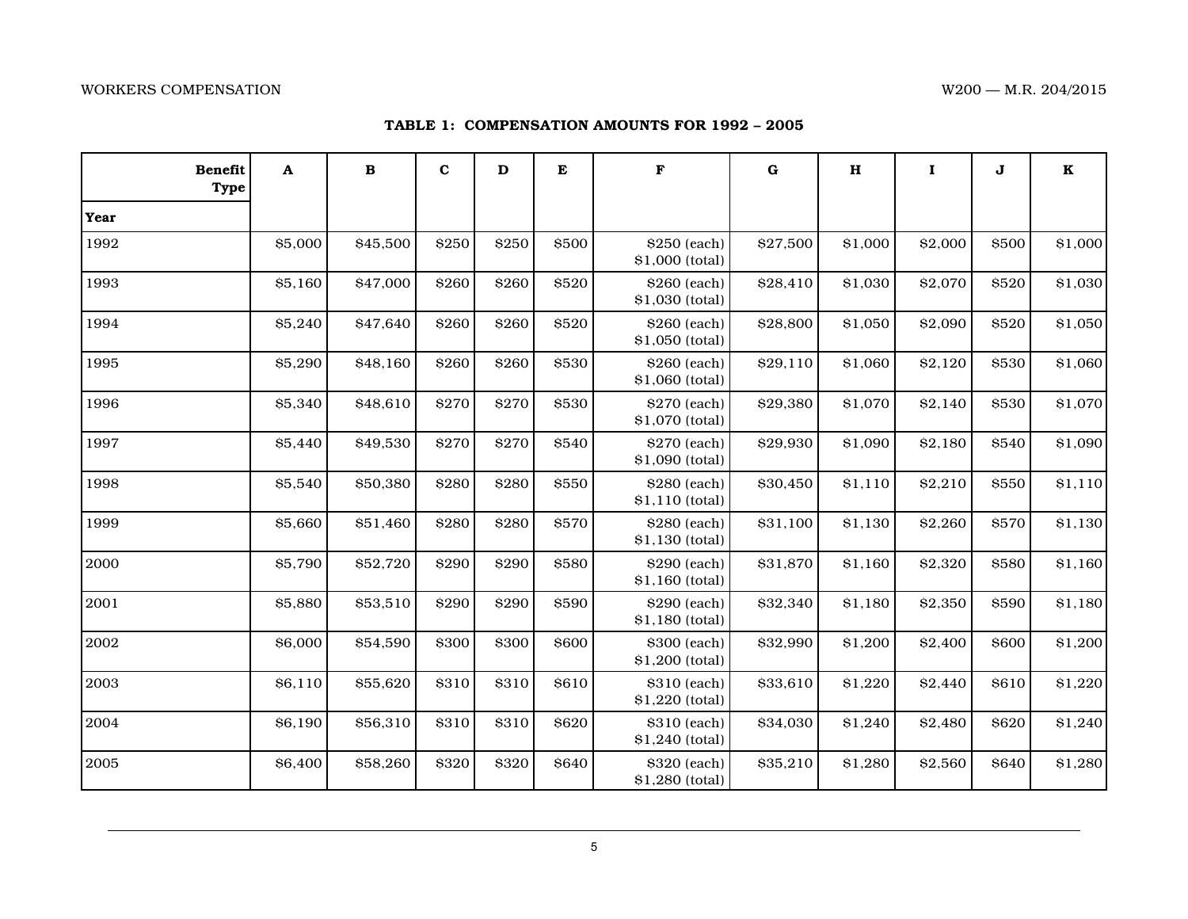**TABLE 1: COMPENSATION AMOUNTS FOR 1992 – 2005**

| Benefit Type / Year | A | B | C | D | E | F | G | H | I | J | K |
|---|---|---|---|---|---|---|---|---|---|---|---|
| 1992 | $5,000 | $45,500 | $250 | $250 | $500 | $250 (each) $1,000 (total) | $27,500 | $1,000 | $2,000 | $500 | $1,000 |
| 1993 | $5,160 | $47,000 | $260 | $260 | $520 | $260 (each) $1,030 (total) | $28,410 | $1,030 | $2,070 | $520 | $1,030 |
| 1994 | $5,240 | $47,640 | $260 | $260 | $520 | $260 (each) $1,050 (total) | $28,800 | $1,050 | $2,090 | $520 | $1,050 |
| 1995 | $5,290 | $48,160 | $260 | $260 | $530 | $260 (each) $1,060 (total) | $29,110 | $1,060 | $2,120 | $530 | $1,060 |
| 1996 | $5,340 | $48,610 | $270 | $270 | $530 | $270 (each) $1,070 (total) | $29,380 | $1,070 | $2,140 | $530 | $1,070 |
| 1997 | $5,440 | $49,530 | $270 | $270 | $540 | $270 (each) $1,090 (total) | $29,930 | $1,090 | $2,180 | $540 | $1,090 |
| 1998 | $5,540 | $50,380 | $280 | $280 | $550 | $280 (each) $1,110 (total) | $30,450 | $1,110 | $2,210 | $550 | $1,110 |
| 1999 | $5,660 | $51,460 | $280 | $280 | $570 | $280 (each) $1,130 (total) | $31,100 | $1,130 | $2,260 | $570 | $1,130 |
| 2000 | $5,790 | $52,720 | $290 | $290 | $580 | $290 (each) $1,160 (total) | $31,870 | $1,160 | $2,320 | $580 | $1,160 |
| 2001 | $5,880 | $53,510 | $290 | $290 | $590 | $290 (each) $1,180 (total) | $32,340 | $1,180 | $2,350 | $590 | $1,180 |
| 2002 | $6,000 | $54,590 | $300 | $300 | $600 | $300 (each) $1,200 (total) | $32,990 | $1,200 | $2,400 | $600 | $1,200 |
| 2003 | $6,110 | $55,620 | $310 | $310 | $610 | $310 (each) $1,220 (total) | $33,610 | $1,220 | $2,440 | $610 | $1,220 |
| 2004 | $6,190 | $56,310 | $310 | $310 | $620 | $310 (each) $1,240 (total) | $34,030 | $1,240 | $2,480 | $620 | $1,240 |
| 2005 | $6,400 | $58,260 | $320 | $320 | $640 | $320 (each) $1,280 (total) | $35,210 | $1,280 | $2,560 | $640 | $1,280 |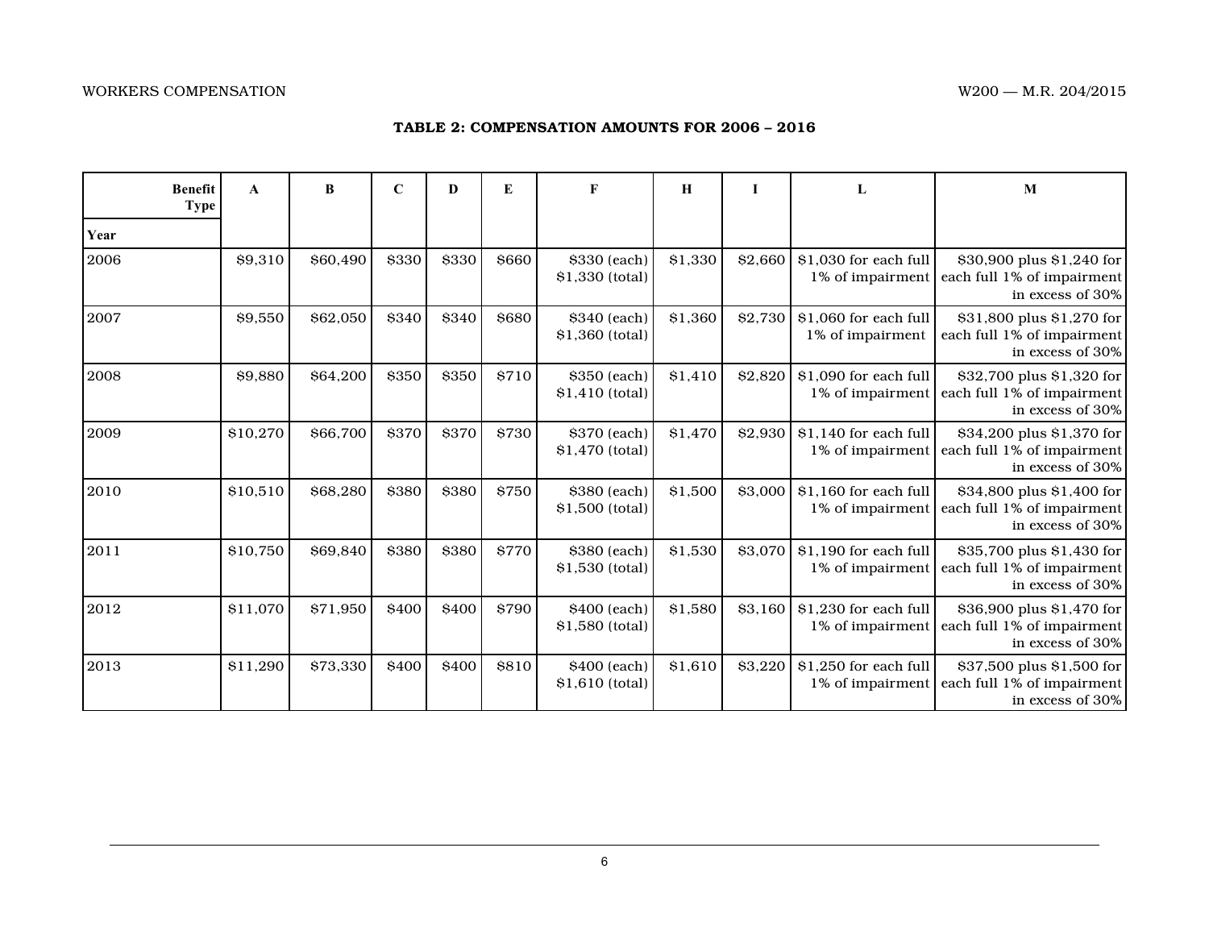**TABLE 2: COMPENSATION AMOUNTS FOR 2006 – 2016**

| Benefit Type / Year | A | B | C | D | E | F | H | I | L | M |
|---|---|---|---|---|---|---|---|---|---|---|
| 2006 | $9,310 | $60,490 | $330 | $330 | $660 | $330 (each) $1,330 (total) | $1,330 | $2,660 | $1,030 for each full 1% of impairment | $30,900 plus $1,240 for each full 1% of impairment in excess of 30% |
| 2007 | $9,550 | $62,050 | $340 | $340 | $680 | $340 (each) $1,360 (total) | $1,360 | $2,730 | $1,060 for each full 1% of impairment | $31,800 plus $1,270 for each full 1% of impairment in excess of 30% |
| 2008 | $9,880 | $64,200 | $350 | $350 | $710 | $350 (each) $1,410 (total) | $1,410 | $2,820 | $1,090 for each full 1% of impairment | $32,700 plus $1,320 for each full 1% of impairment in excess of 30% |
| 2009 | $10,270 | $66,700 | $370 | $370 | $730 | $370 (each) $1,470 (total) | $1,470 | $2,930 | $1,140 for each full 1% of impairment | $34,200 plus $1,370 for each full 1% of impairment in excess of 30% |
| 2010 | $10,510 | $68,280 | $380 | $380 | $750 | $380 (each) $1,500 (total) | $1,500 | $3,000 | $1,160 for each full 1% of impairment | $34,800 plus $1,400 for each full 1% of impairment in excess of 30% |
| 2011 | $10,750 | $69,840 | $380 | $380 | $770 | $380 (each) $1,530 (total) | $1,530 | $3,070 | $1,190 for each full 1% of impairment | $35,700 plus $1,430 for each full 1% of impairment in excess of 30% |
| 2012 | $11,070 | $71,950 | $400 | $400 | $790 | $400 (each) $1,580 (total) | $1,580 | $3,160 | $1,230 for each full 1% of impairment | $36,900 plus $1,470 for each full 1% of impairment in excess of 30% |
| 2013 | $11,290 | $73,330 | $400 | $400 | $810 | $400 (each) $1,610 (total) | $1,610 | $3,220 | $1,250 for each full 1% of impairment | $37,500 plus $1,500 for each full 1% of impairment in excess of 30% |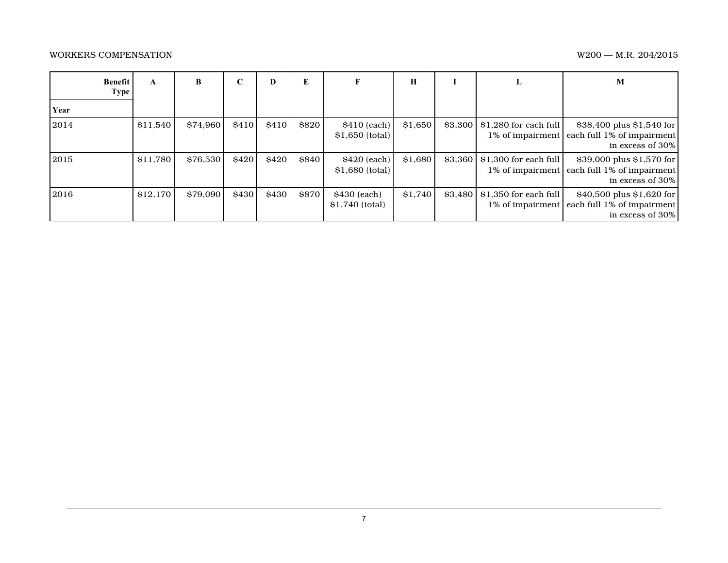| Benefit Type / Year | A | B | C | D | E | F | H | I | L | M |
|---|---|---|---|---|---|---|---|---|---|---|
| 2014 | $11,540 | $74,960 | $410 | $410 | $820 | $410 (each) $1,650 (total) | $1,650 | $3,300 | $1,280 for each full 1% of impairment | $38,400 plus $1,540 for each full 1% of impairment in excess of 30% |
| 2015 | $11,780 | $76,530 | $420 | $420 | $840 | $420 (each) $1,680 (total) | $1,680 | $3,360 | $1,300 for each full 1% of impairment | $39,000 plus $1,570 for each full 1% of impairment in excess of 30% |
| 2016 | $12,170 | $79,090 | $430 | $430 | $870 | $430 (each) $1,740 (total) | $1,740 | $3,480 | $1,350 for each full 1% of impairment | $40,500 plus $1,620 for each full 1% of impairment in excess of 30% |